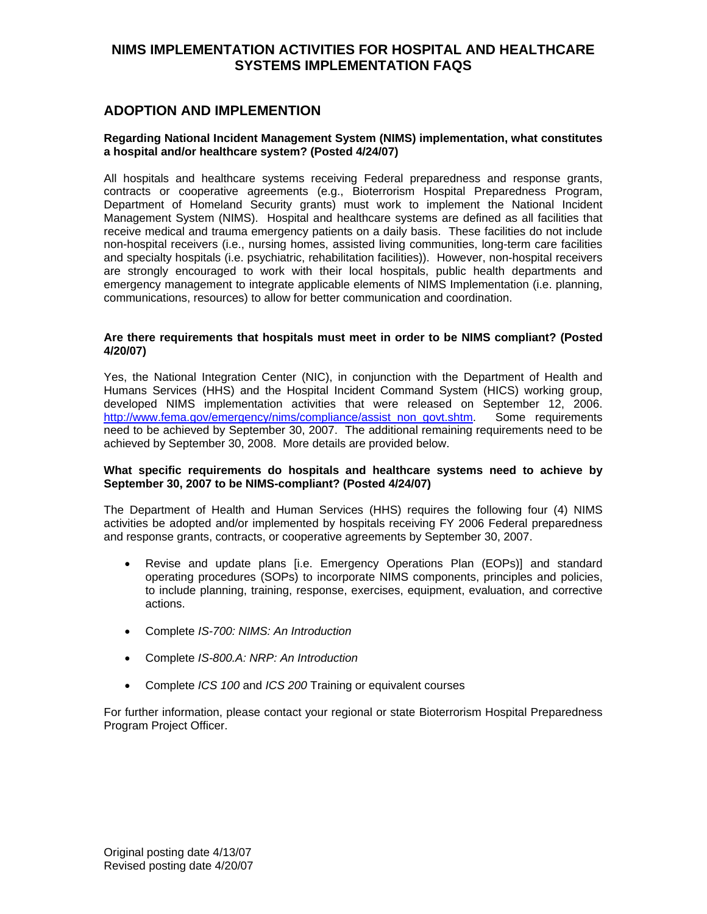# NIMS IMPLEMENTATION ACTIVITIES FOR HOSPITAL AND HEALTHCARE SYSTEMS IMPLEMENTATION FAQS

## ADOPTION AND IMPLEMENTION

**Regarding National Incident Management System (NIMS) implementation, what constitutes a hospital and/or healthcare system? (Posted 4/24/07)**

All hospitals and healthcare systems receiving Federal preparedness and response grants, contracts or cooperative agreements (e.g., Bioterrorism Hospital Preparedness Program, Department of Homeland Security grants) must work to implement the National Incident Management System (NIMS). Hospital and healthcare systems are defined as all facilities that receive medical and trauma emergency patients on a daily basis. These facilities do not include non-hospital receivers (i.e., nursing homes, assisted living communities, long-term care facilities and specialty hospitals (i.e. psychiatric, rehabilitation facilities)). However, non-hospital receivers are strongly encouraged to work with their local hospitals, public health departments and emergency management to integrate applicable elements of NIMS Implementation (i.e. planning, communications, resources) to allow for better communication and coordination.

**Are there requirements that hospitals must meet in order to be NIMS compliant? (Posted 4/20/07)**

Yes, the National Integration Center (NIC), in conjunction with the Department of Health and Humans Services (HHS) and the Hospital Incident Command System (HICS) working group, developed NIMS implementation activities that were released on September 12, 2006. http://www.fema.gov/emergency/nims/compliance/assist_non_govt.shtm. Some requirements need to be achieved by September 30, 2007. The additional remaining requirements need to be achieved by September 30, 2008. More details are provided below.

**What specific requirements do hospitals and healthcare systems need to achieve by September 30, 2007 to be NIMS-compliant? (Posted 4/24/07)**

The Department of Health and Human Services (HHS) requires the following four (4) NIMS activities be adopted and/or implemented by hospitals receiving FY 2006 Federal preparedness and response grants, contracts, or cooperative agreements by September 30, 2007.

- Revise and update plans [i.e. Emergency Operations Plan (EOPs)] and standard operating procedures (SOPs) to incorporate NIMS components, principles and policies, to include planning, training, response, exercises, equipment, evaluation, and corrective actions.
- Complete *IS-700: NIMS: An Introduction*
- Complete *IS-800.A: NRP: An Introduction*
- Complete *ICS 100* and *ICS 200* Training or equivalent courses

For further information, please contact your regional or state Bioterrorism Hospital Preparedness Program Project Officer.

Original posting date 4/13/07
Revised posting date 4/20/07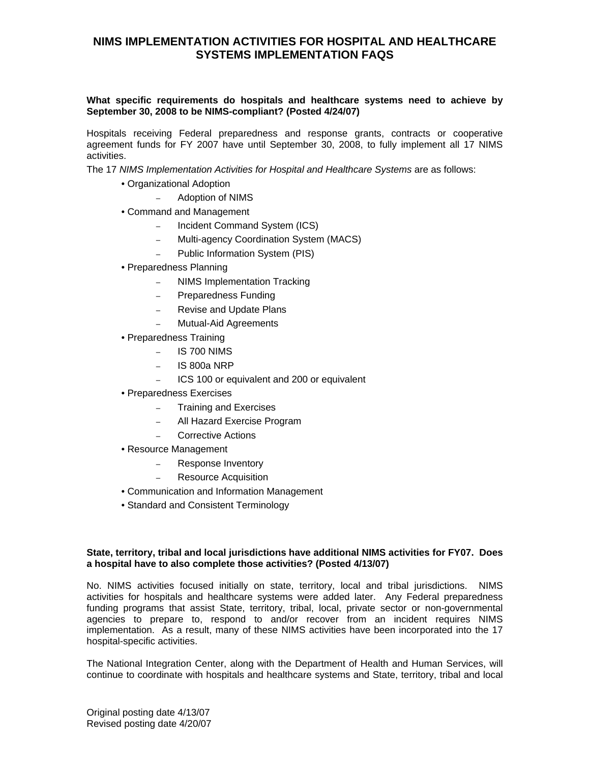# NIMS IMPLEMENTATION ACTIVITIES FOR HOSPITAL AND HEALTHCARE SYSTEMS IMPLEMENTATION FAQS

**What specific requirements do hospitals and healthcare systems need to achieve by September 30, 2008 to be NIMS-compliant? (Posted 4/24/07)**

Hospitals receiving Federal preparedness and response grants, contracts or cooperative agreement funds for FY 2007 have until September 30, 2008, to fully implement all 17 NIMS activities.

The 17 *NIMS Implementation Activities for Hospital and Healthcare Systems* are as follows:

- Organizational Adoption
  - Adoption of NIMS
- Command and Management
  - Incident Command System (ICS)
  - Multi-agency Coordination System (MACS)
  - Public Information System (PIS)
- Preparedness Planning
  - NIMS Implementation Tracking
  - Preparedness Funding
  - Revise and Update Plans
  - Mutual-Aid Agreements
- Preparedness Training
  - IS 700 NIMS
  - IS 800a NRP
  - ICS 100 or equivalent and 200 or equivalent
- Preparedness Exercises
  - Training and Exercises
  - All Hazard Exercise Program
  - Corrective Actions
- Resource Management
  - Response Inventory
  - Resource Acquisition
- Communication and Information Management
- Standard and Consistent Terminology

**State, territory, tribal and local jurisdictions have additional NIMS activities for FY07. Does a hospital have to also complete those activities? (Posted 4/13/07)**

No. NIMS activities focused initially on state, territory, local and tribal jurisdictions. NIMS activities for hospitals and healthcare systems were added later. Any Federal preparedness funding programs that assist State, territory, tribal, local, private sector or non-governmental agencies to prepare to, respond to and/or recover from an incident requires NIMS implementation. As a result, many of these NIMS activities have been incorporated into the 17 hospital-specific activities.

The National Integration Center, along with the Department of Health and Human Services, will continue to coordinate with hospitals and healthcare systems and State, territory, tribal and local

Original posting date 4/13/07
Revised posting date 4/20/07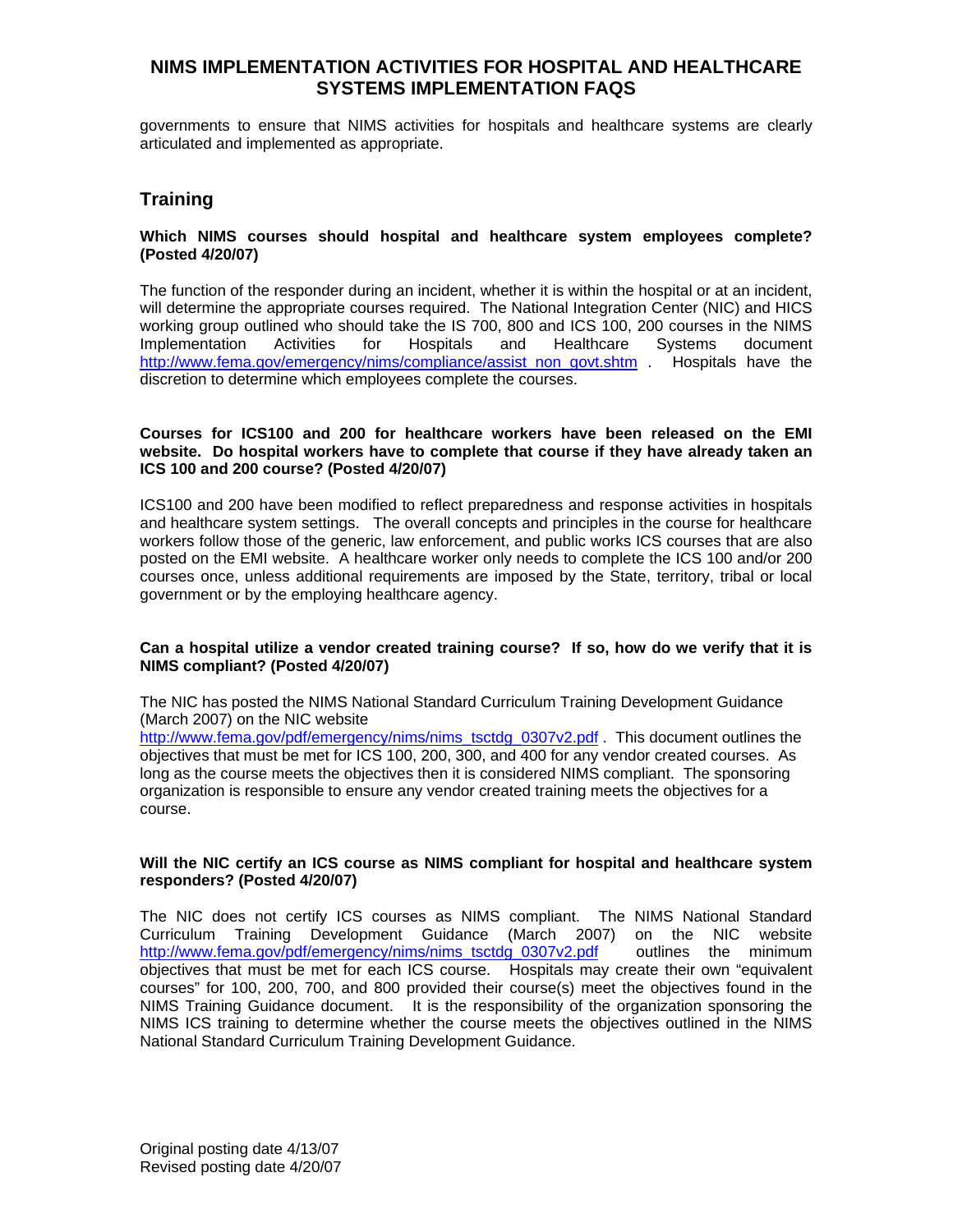governments to ensure that NIMS activities for hospitals and healthcare systems are clearly articulated and implemented as appropriate.

## Training

**Which NIMS courses should hospital and healthcare system employees complete? (Posted 4/20/07)**

The function of the responder during an incident, whether it is within the hospital or at an incident, will determine the appropriate courses required. The National Integration Center (NIC) and HICS working group outlined who should take the IS 700, 800 and ICS 100, 200 courses in the NIMS Implementation Activities for Hospitals and Healthcare Systems document http://www.fema.gov/emergency/nims/compliance/assist_non_govt.shtm . Hospitals have the discretion to determine which employees complete the courses.

**Courses for ICS100 and 200 for healthcare workers have been released on the EMI website. Do hospital workers have to complete that course if they have already taken an ICS 100 and 200 course? (Posted 4/20/07)**

ICS100 and 200 have been modified to reflect preparedness and response activities in hospitals and healthcare system settings. The overall concepts and principles in the course for healthcare workers follow those of the generic, law enforcement, and public works ICS courses that are also posted on the EMI website. A healthcare worker only needs to complete the ICS 100 and/or 200 courses once, unless additional requirements are imposed by the State, territory, tribal or local government or by the employing healthcare agency.

**Can a hospital utilize a vendor created training course? If so, how do we verify that it is NIMS compliant? (Posted 4/20/07)**

The NIC has posted the NIMS National Standard Curriculum Training Development Guidance (March 2007) on the NIC website http://www.fema.gov/pdf/emergency/nims/nims_tsctdg_0307v2.pdf . This document outlines the objectives that must be met for ICS 100, 200, 300, and 400 for any vendor created courses. As long as the course meets the objectives then it is considered NIMS compliant. The sponsoring organization is responsible to ensure any vendor created training meets the objectives for a course.

**Will the NIC certify an ICS course as NIMS compliant for hospital and healthcare system responders? (Posted 4/20/07)**

The NIC does not certify ICS courses as NIMS compliant. The NIMS National Standard Curriculum Training Development Guidance (March 2007) on the NIC website http://www.fema.gov/pdf/emergency/nims/nims_tsctdg_0307v2.pdf outlines the minimum objectives that must be met for each ICS course. Hospitals may create their own "equivalent courses" for 100, 200, 700, and 800 provided their course(s) meet the objectives found in the NIMS Training Guidance document. It is the responsibility of the organization sponsoring the NIMS ICS training to determine whether the course meets the objectives outlined in the NIMS National Standard Curriculum Training Development Guidance.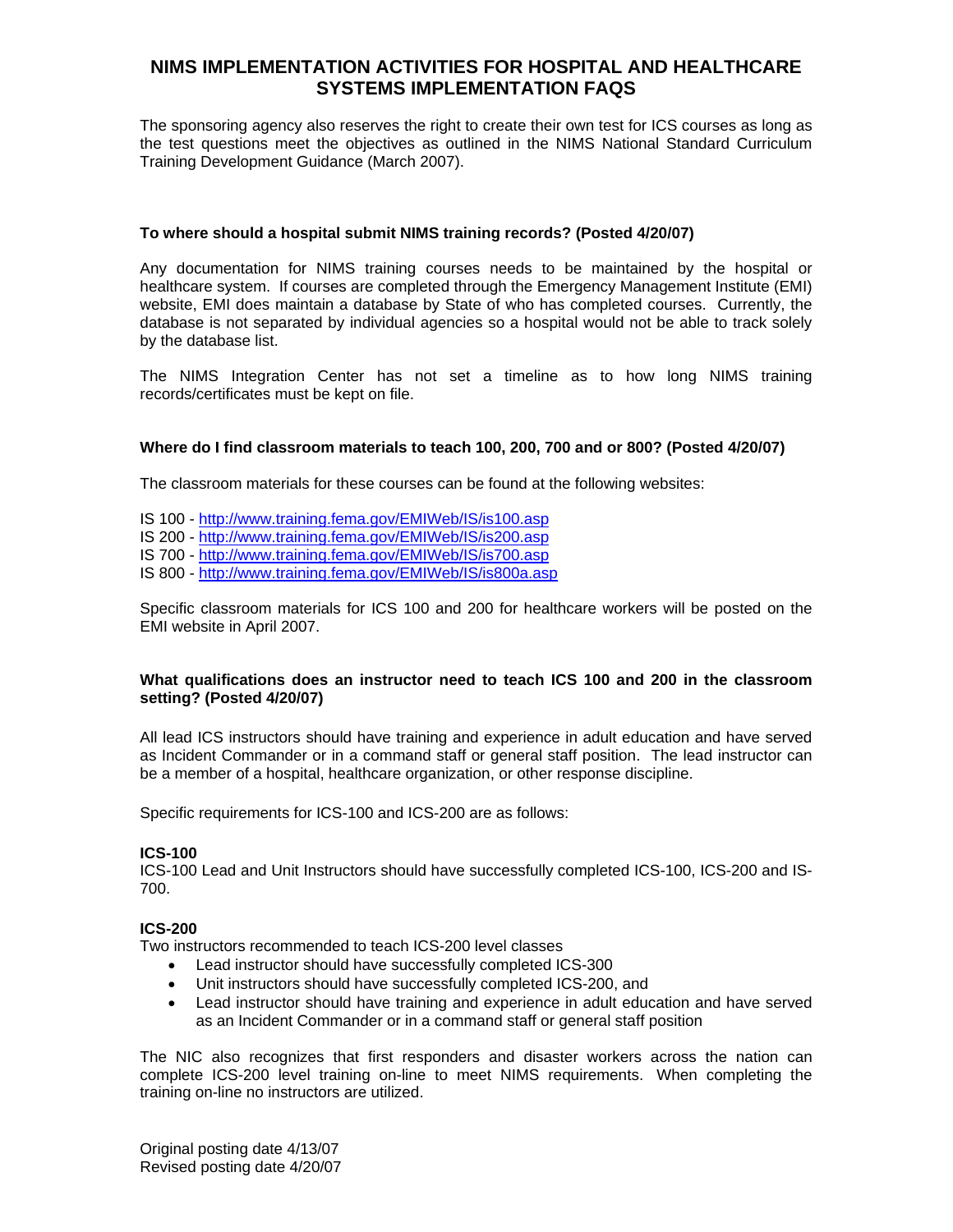The sponsoring agency also reserves the right to create their own test for ICS courses as long as the test questions meet the objectives as outlined in the NIMS National Standard Curriculum Training Development Guidance (March 2007).

**To where should a hospital submit NIMS training records? (Posted 4/20/07)**

Any documentation for NIMS training courses needs to be maintained by the hospital or healthcare system. If courses are completed through the Emergency Management Institute (EMI) website, EMI does maintain a database by State of who has completed courses. Currently, the database is not separated by individual agencies so a hospital would not be able to track solely by the database list.

The NIMS Integration Center has not set a timeline as to how long NIMS training records/certificates must be kept on file.

**Where do I find classroom materials to teach 100, 200, 700 and or 800? (Posted 4/20/07)**

The classroom materials for these courses can be found at the following websites:

IS 100 - http://www.training.fema.gov/EMIWeb/IS/is100.asp
IS 200 - http://www.training.fema.gov/EMIWeb/IS/is200.asp
IS 700 - http://www.training.fema.gov/EMIWeb/IS/is700.asp
IS 800 - http://www.training.fema.gov/EMIWeb/IS/is800a.asp

Specific classroom materials for ICS 100 and 200 for healthcare workers will be posted on the EMI website in April 2007.

**What qualifications does an instructor need to teach ICS 100 and 200 in the classroom setting? (Posted 4/20/07)**

All lead ICS instructors should have training and experience in adult education and have served as Incident Commander or in a command staff or general staff position. The lead instructor can be a member of a hospital, healthcare organization, or other response discipline.

Specific requirements for ICS-100 and ICS-200 are as follows:

**ICS-100**
ICS-100 Lead and Unit Instructors should have successfully completed ICS-100, ICS-200 and IS-700.

**ICS-200**
Two instructors recommended to teach ICS-200 level classes

- Lead instructor should have successfully completed ICS-300
- Unit instructors should have successfully completed ICS-200, and
- Lead instructor should have training and experience in adult education and have served as an Incident Commander or in a command staff or general staff position

The NIC also recognizes that first responders and disaster workers across the nation can complete ICS-200 level training on-line to meet NIMS requirements. When completing the training on-line no instructors are utilized.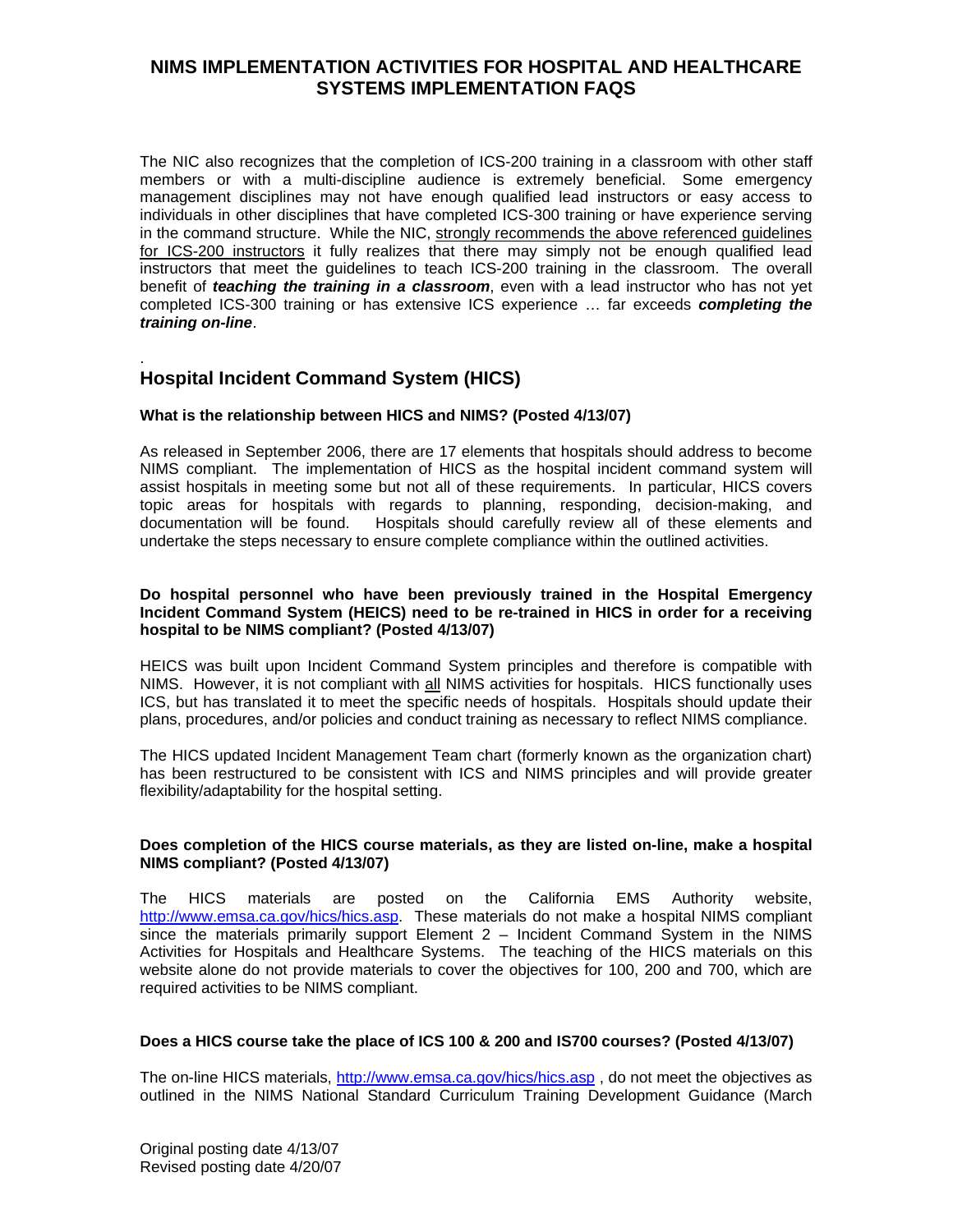The NIC also recognizes that the completion of ICS-200 training in a classroom with other staff members or with a multi-discipline audience is extremely beneficial. Some emergency management disciplines may not have enough qualified lead instructors or easy access to individuals in other disciplines that have completed ICS-300 training or have experience serving in the command structure. While the NIC, strongly recommends the above referenced guidelines for ICS-200 instructors it fully realizes that there may simply not be enough qualified lead instructors that meet the guidelines to teach ICS-200 training in the classroom. The overall benefit of ***teaching the training in a classroom***, even with a lead instructor who has not yet completed ICS-300 training or has extensive ICS experience … far exceeds ***completing the training on-line***.

.

## Hospital Incident Command System (HICS)

**What is the relationship between HICS and NIMS? (Posted 4/13/07)**

As released in September 2006, there are 17 elements that hospitals should address to become NIMS compliant. The implementation of HICS as the hospital incident command system will assist hospitals in meeting some but not all of these requirements. In particular, HICS covers topic areas for hospitals with regards to planning, responding, decision-making, and documentation will be found. Hospitals should carefully review all of these elements and undertake the steps necessary to ensure complete compliance within the outlined activities.

**Do hospital personnel who have been previously trained in the Hospital Emergency Incident Command System (HEICS) need to be re-trained in HICS in order for a receiving hospital to be NIMS compliant? (Posted 4/13/07)**

HEICS was built upon Incident Command System principles and therefore is compatible with NIMS. However, it is not compliant with all NIMS activities for hospitals. HICS functionally uses ICS, but has translated it to meet the specific needs of hospitals. Hospitals should update their plans, procedures, and/or policies and conduct training as necessary to reflect NIMS compliance.

The HICS updated Incident Management Team chart (formerly known as the organization chart) has been restructured to be consistent with ICS and NIMS principles and will provide greater flexibility/adaptability for the hospital setting.

**Does completion of the HICS course materials, as they are listed on-line, make a hospital NIMS compliant? (Posted 4/13/07)**

The HICS materials are posted on the California EMS Authority website, http://www.emsa.ca.gov/hics/hics.asp. These materials do not make a hospital NIMS compliant since the materials primarily support Element 2 – Incident Command System in the NIMS Activities for Hospitals and Healthcare Systems. The teaching of the HICS materials on this website alone do not provide materials to cover the objectives for 100, 200 and 700, which are required activities to be NIMS compliant.

**Does a HICS course take the place of ICS 100 & 200 and IS700 courses? (Posted 4/13/07)**

The on-line HICS materials, http://www.emsa.ca.gov/hics/hics.asp , do not meet the objectives as outlined in the NIMS National Standard Curriculum Training Development Guidance (March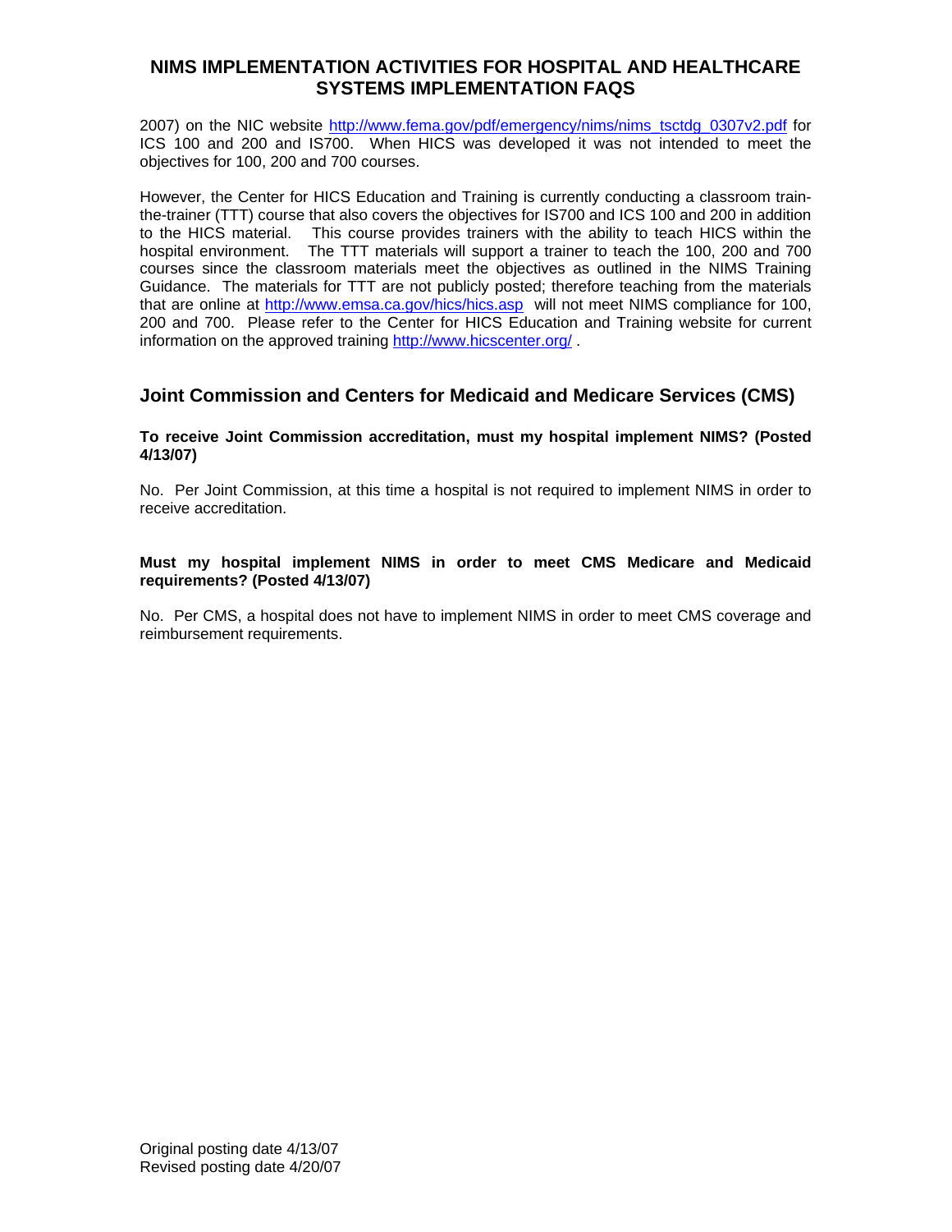2007) on the NIC website http://www.fema.gov/pdf/emergency/nims/nims_tsctdg_0307v2.pdf for ICS 100 and 200 and IS700. When HICS was developed it was not intended to meet the objectives for 100, 200 and 700 courses.

However, the Center for HICS Education and Training is currently conducting a classroom train-the-trainer (TTT) course that also covers the objectives for IS700 and ICS 100 and 200 in addition to the HICS material. This course provides trainers with the ability to teach HICS within the hospital environment. The TTT materials will support a trainer to teach the 100, 200 and 700 courses since the classroom materials meet the objectives as outlined in the NIMS Training Guidance. The materials for TTT are not publicly posted; therefore teaching from the materials that are online at http://www.emsa.ca.gov/hics/hics.asp will not meet NIMS compliance for 100, 200 and 700. Please refer to the Center for HICS Education and Training website for current information on the approved training http://www.hicscenter.org/ .

## Joint Commission and Centers for Medicaid and Medicare Services (CMS)

**To receive Joint Commission accreditation, must my hospital implement NIMS? (Posted 4/13/07)**

No. Per Joint Commission, at this time a hospital is not required to implement NIMS in order to receive accreditation.

**Must my hospital implement NIMS in order to meet CMS Medicare and Medicaid requirements? (Posted 4/13/07)**

No. Per CMS, a hospital does not have to implement NIMS in order to meet CMS coverage and reimbursement requirements.

Original posting date 4/13/07
Revised posting date 4/20/07